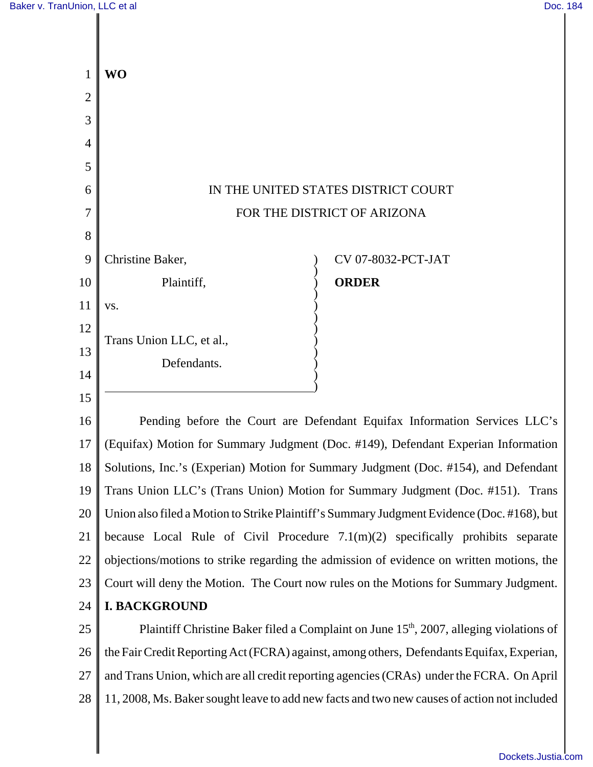**WO**

IN THE UNITED STATES DISTRICT COURT
FOR THE DISTRICT OF ARIZONA

Christine Baker,

Plaintiff,

vs.

Trans Union LLC, et al.,

Defendants.

CV 07-8032-PCT-JAT

**ORDER**

Pending before the Court are Defendant Equifax Information Services LLC's (Equifax) Motion for Summary Judgment (Doc. #149), Defendant Experian Information Solutions, Inc.'s (Experian) Motion for Summary Judgment (Doc. #154), and Defendant Trans Union LLC's (Trans Union) Motion for Summary Judgment (Doc. #151). Trans Union also filed a Motion to Strike Plaintiff's Summary Judgment Evidence (Doc. #168), but because Local Rule of Civil Procedure 7.1(m)(2) specifically prohibits separate objections/motions to strike regarding the admission of evidence on written motions, the Court will deny the Motion. The Court now rules on the Motions for Summary Judgment.

**I. BACKGROUND**

Plaintiff Christine Baker filed a Complaint on June 15th, 2007, alleging violations of the Fair Credit Reporting Act (FCRA) against, among others, Defendants Equifax, Experian, and Trans Union, which are all credit reporting agencies (CRAs) under the FCRA. On April 11, 2008, Ms. Baker sought leave to add new facts and two new causes of action not included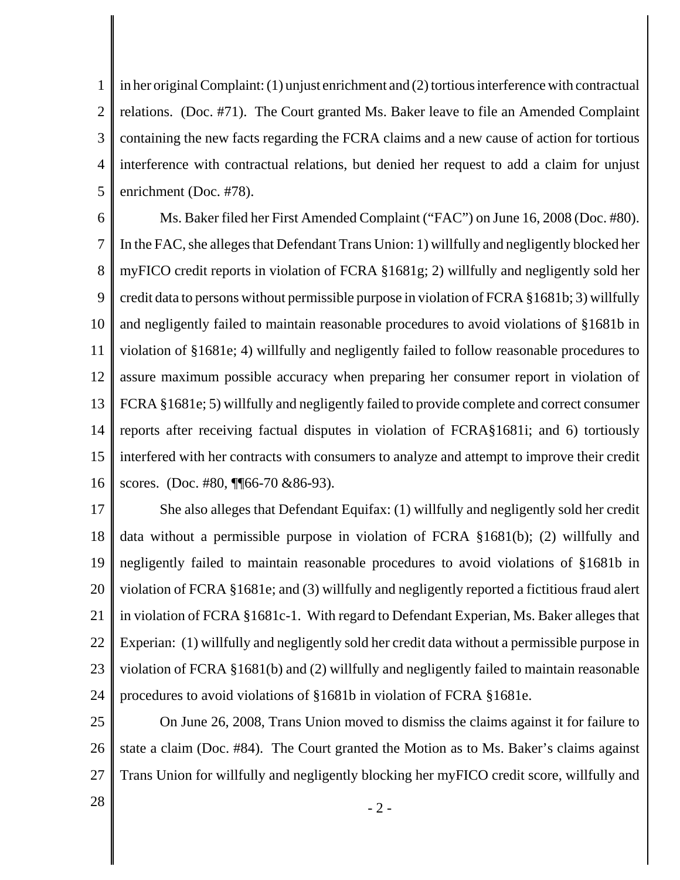in her original Complaint: (1) unjust enrichment and (2) tortious interference with contractual relations. (Doc. #71). The Court granted Ms. Baker leave to file an Amended Complaint containing the new facts regarding the FCRA claims and a new cause of action for tortious interference with contractual relations, but denied her request to add a claim for unjust enrichment (Doc. #78).

Ms. Baker filed her First Amended Complaint ("FAC") on June 16, 2008 (Doc. #80). In the FAC, she alleges that Defendant Trans Union: 1) willfully and negligently blocked her myFICO credit reports in violation of FCRA §1681g; 2) willfully and negligently sold her credit data to persons without permissible purpose in violation of FCRA §1681b; 3) willfully and negligently failed to maintain reasonable procedures to avoid violations of §1681b in violation of §1681e; 4) willfully and negligently failed to follow reasonable procedures to assure maximum possible accuracy when preparing her consumer report in violation of FCRA §1681e; 5) willfully and negligently failed to provide complete and correct consumer reports after receiving factual disputes in violation of FCRA§1681i; and 6) tortiously interfered with her contracts with consumers to analyze and attempt to improve their credit scores. (Doc. #80, ¶¶66-70 &86-93).

She also alleges that Defendant Equifax: (1) willfully and negligently sold her credit data without a permissible purpose in violation of FCRA §1681(b); (2) willfully and negligently failed to maintain reasonable procedures to avoid violations of §1681b in violation of FCRA §1681e; and (3) willfully and negligently reported a fictitious fraud alert in violation of FCRA §1681c-1. With regard to Defendant Experian, Ms. Baker alleges that Experian: (1) willfully and negligently sold her credit data without a permissible purpose in violation of FCRA §1681(b) and (2) willfully and negligently failed to maintain reasonable procedures to avoid violations of §1681b in violation of FCRA §1681e.

On June 26, 2008, Trans Union moved to dismiss the claims against it for failure to state a claim (Doc. #84). The Court granted the Motion as to Ms. Baker's claims against Trans Union for willfully and negligently blocking her myFICO credit score, willfully and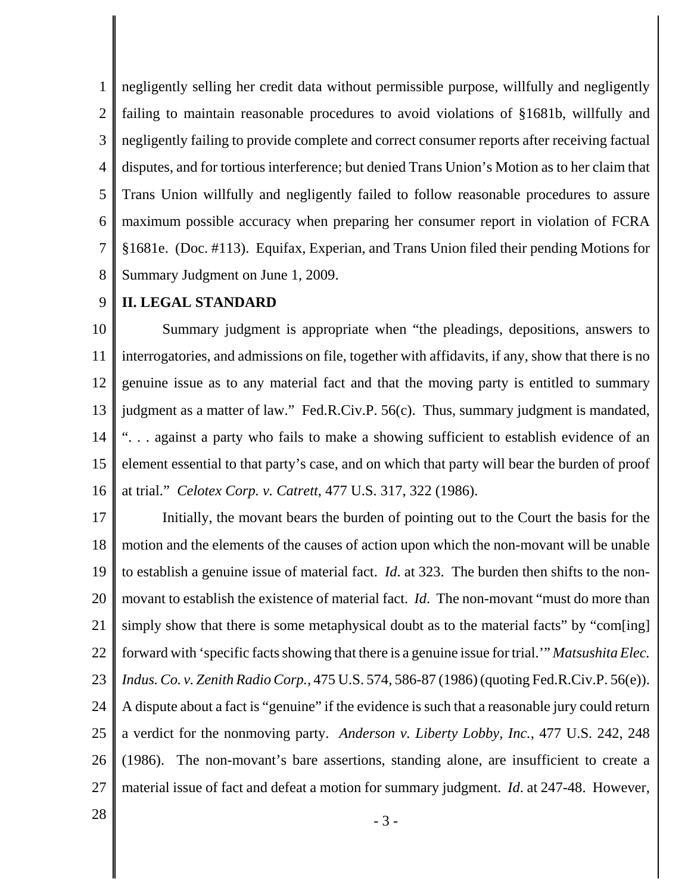negligently selling her credit data without permissible purpose, willfully and negligently failing to maintain reasonable procedures to avoid violations of §1681b, willfully and negligently failing to provide complete and correct consumer reports after receiving factual disputes, and for tortious interference; but denied Trans Union's Motion as to her claim that Trans Union willfully and negligently failed to follow reasonable procedures to assure maximum possible accuracy when preparing her consumer report in violation of FCRA §1681e. (Doc. #113). Equifax, Experian, and Trans Union filed their pending Motions for Summary Judgment on June 1, 2009.

## II. LEGAL STANDARD

Summary judgment is appropriate when "the pleadings, depositions, answers to interrogatories, and admissions on file, together with affidavits, if any, show that there is no genuine issue as to any material fact and that the moving party is entitled to summary judgment as a matter of law." Fed.R.Civ.P. 56(c). Thus, summary judgment is mandated, ". . . against a party who fails to make a showing sufficient to establish evidence of an element essential to that party's case, and on which that party will bear the burden of proof at trial." *Celotex Corp. v. Catrett*, 477 U.S. 317, 322 (1986).

Initially, the movant bears the burden of pointing out to the Court the basis for the motion and the elements of the causes of action upon which the non-movant will be unable to establish a genuine issue of material fact. *Id*. at 323. The burden then shifts to the non-movant to establish the existence of material fact. *Id*. The non-movant "must do more than simply show that there is some metaphysical doubt as to the material facts" by "com[ing] forward with 'specific facts showing that there is a genuine issue for trial.'" *Matsushita Elec. Indus. Co. v. Zenith Radio Corp.*, 475 U.S. 574, 586-87 (1986) (quoting Fed.R.Civ.P. 56(e)). A dispute about a fact is "genuine" if the evidence is such that a reasonable jury could return a verdict for the nonmoving party. *Anderson v. Liberty Lobby, Inc.*, 477 U.S. 242, 248 (1986). The non-movant's bare assertions, standing alone, are insufficient to create a material issue of fact and defeat a motion for summary judgment. *Id*. at 247-48. However,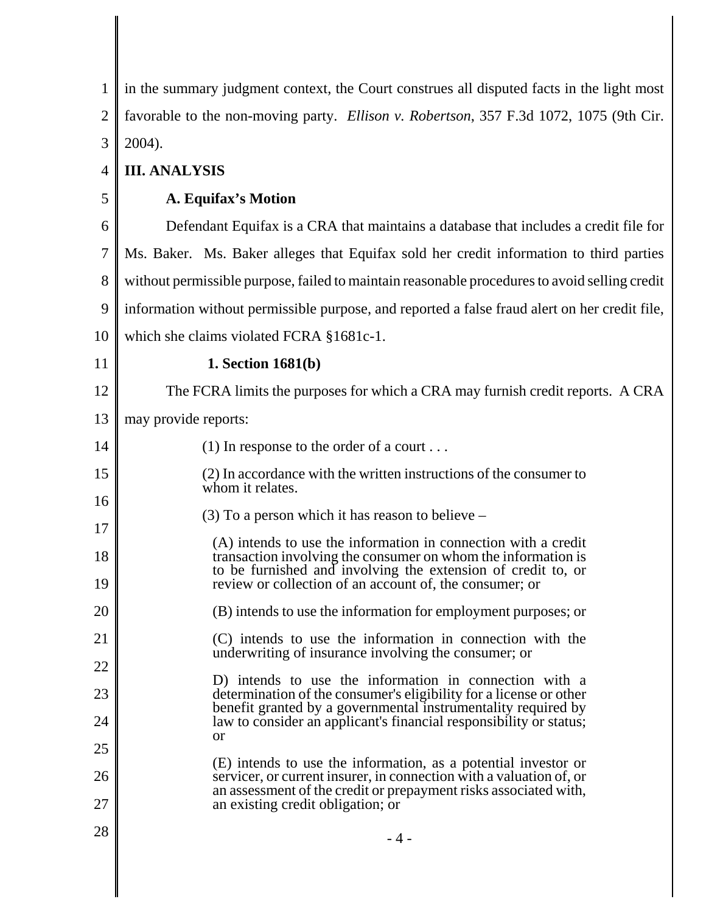in the summary judgment context, the Court construes all disputed facts in the light most favorable to the non-moving party. *Ellison v. Robertson*, 357 F.3d 1072, 1075 (9th Cir. 2004).

## III. ANALYSIS

### A. Equifax's Motion

Defendant Equifax is a CRA that maintains a database that includes a credit file for Ms. Baker. Ms. Baker alleges that Equifax sold her credit information to third parties without permissible purpose, failed to maintain reasonable procedures to avoid selling credit information without permissible purpose, and reported a false fraud alert on her credit file, which she claims violated FCRA §1681c-1.

#### 1. Section 1681(b)

The FCRA limits the purposes for which a CRA may furnish credit reports. A CRA may provide reports:

> (1) In response to the order of a court . . .
>
> (2) In accordance with the written instructions of the consumer to whom it relates.
>
> (3) To a person which it has reason to believe –
>
> (A) intends to use the information in connection with a credit transaction involving the consumer on whom the information is to be furnished and involving the extension of credit to, or review or collection of an account of, the consumer; or
>
> (B) intends to use the information for employment purposes; or
>
> (C) intends to use the information in connection with the underwriting of insurance involving the consumer; or
>
> D) intends to use the information in connection with a determination of the consumer's eligibility for a license or other benefit granted by a governmental instrumentality required by law to consider an applicant's financial responsibility or status; or
>
> (E) intends to use the information, as a potential investor or servicer, or current insurer, in connection with a valuation of, or an assessment of the credit or prepayment risks associated with, an existing credit obligation; or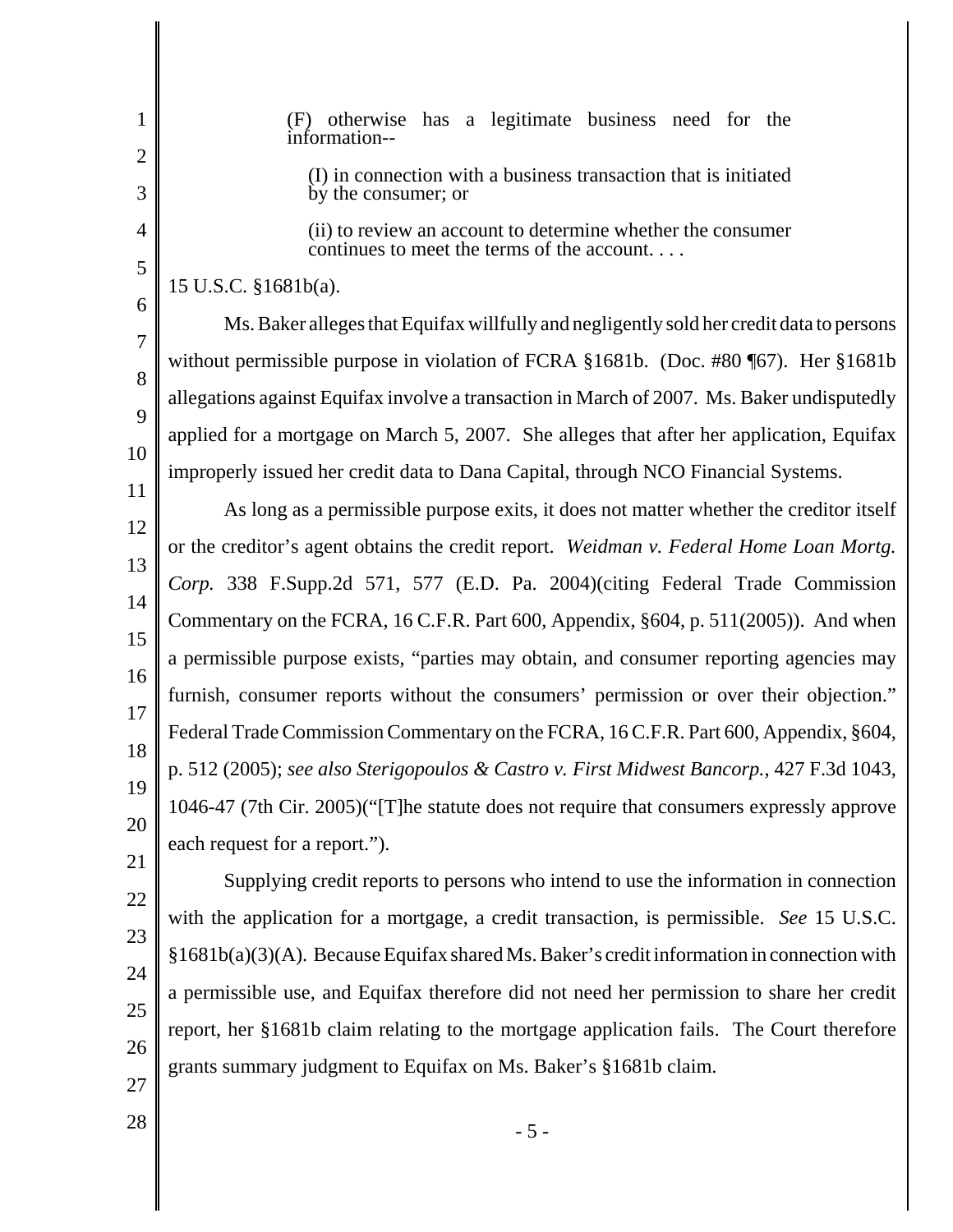(F) otherwise has a legitimate business need for the information--

(I) in connection with a business transaction that is initiated by the consumer; or

(ii) to review an account to determine whether the consumer continues to meet the terms of the account. . . .

15 U.S.C. §1681b(a).

Ms. Baker alleges that Equifax willfully and negligently sold her credit data to persons without permissible purpose in violation of FCRA §1681b. (Doc. #80 ¶67). Her §1681b allegations against Equifax involve a transaction in March of 2007. Ms. Baker undisputedly applied for a mortgage on March 5, 2007. She alleges that after her application, Equifax improperly issued her credit data to Dana Capital, through NCO Financial Systems.

As long as a permissible purpose exits, it does not matter whether the creditor itself or the creditor's agent obtains the credit report. *Weidman v. Federal Home Loan Mortg. Corp.* 338 F.Supp.2d 571, 577 (E.D. Pa. 2004)(citing Federal Trade Commission Commentary on the FCRA, 16 C.F.R. Part 600, Appendix, §604, p. 511(2005)). And when a permissible purpose exists, "parties may obtain, and consumer reporting agencies may furnish, consumer reports without the consumers' permission or over their objection." Federal Trade Commission Commentary on the FCRA, 16 C.F.R. Part 600, Appendix, §604, p. 512 (2005); *see also Sterigopoulos & Castro v. First Midwest Bancorp.*, 427 F.3d 1043, 1046-47 (7th Cir. 2005)("[T]he statute does not require that consumers expressly approve each request for a report.").

Supplying credit reports to persons who intend to use the information in connection with the application for a mortgage, a credit transaction, is permissible. *See* 15 U.S.C. §1681b(a)(3)(A). Because Equifax shared Ms. Baker's credit information in connection with a permissible use, and Equifax therefore did not need her permission to share her credit report, her §1681b claim relating to the mortgage application fails. The Court therefore grants summary judgment to Equifax on Ms. Baker's §1681b claim.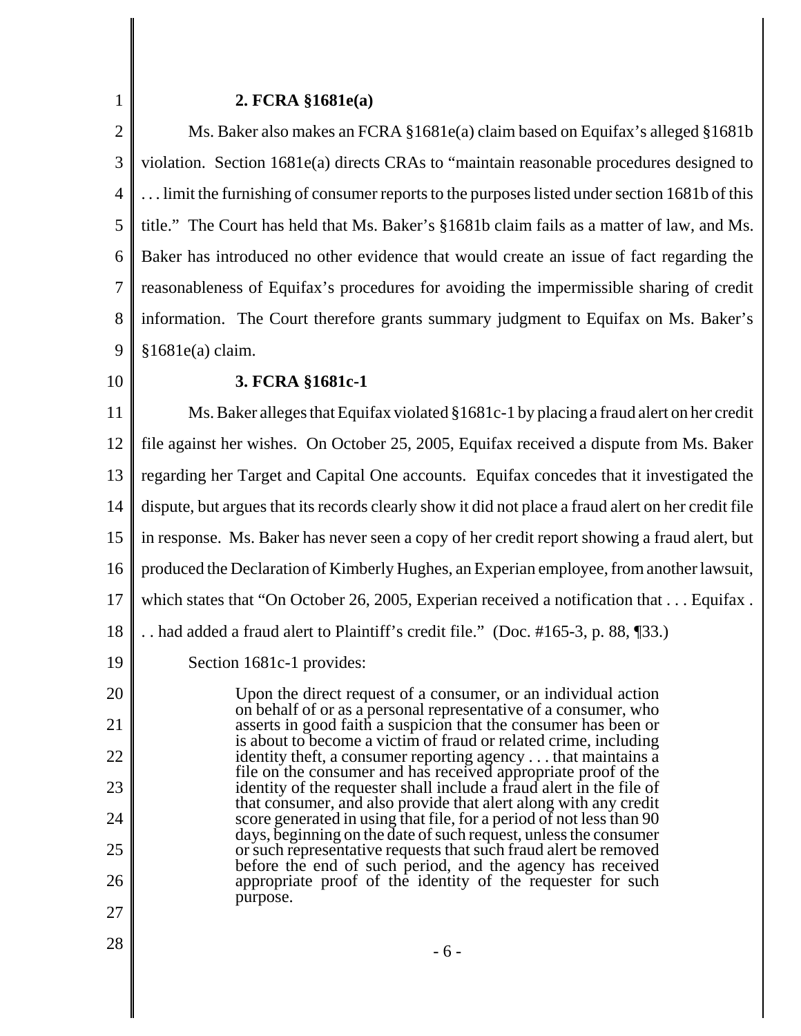**2. FCRA §1681e(a)**

Ms. Baker also makes an FCRA §1681e(a) claim based on Equifax's alleged §1681b violation. Section 1681e(a) directs CRAs to "maintain reasonable procedures designed to . . . limit the furnishing of consumer reports to the purposes listed under section 1681b of this title." The Court has held that Ms. Baker's §1681b claim fails as a matter of law, and Ms. Baker has introduced no other evidence that would create an issue of fact regarding the reasonableness of Equifax's procedures for avoiding the impermissible sharing of credit information. The Court therefore grants summary judgment to Equifax on Ms. Baker's §1681e(a) claim.

**3. FCRA §1681c-1**

Ms. Baker alleges that Equifax violated §1681c-1 by placing a fraud alert on her credit file against her wishes. On October 25, 2005, Equifax received a dispute from Ms. Baker regarding her Target and Capital One accounts. Equifax concedes that it investigated the dispute, but argues that its records clearly show it did not place a fraud alert on her credit file in response. Ms. Baker has never seen a copy of her credit report showing a fraud alert, but produced the Declaration of Kimberly Hughes, an Experian employee, from another lawsuit, which states that "On October 26, 2005, Experian received a notification that . . . Equifax . . . had added a fraud alert to Plaintiff's credit file." (Doc. #165-3, p. 88, ¶33.)

Section 1681c-1 provides:

> Upon the direct request of a consumer, or an individual action on behalf of or as a personal representative of a consumer, who asserts in good faith a suspicion that the consumer has been or is about to become a victim of fraud or related crime, including identity theft, a consumer reporting agency . . . that maintains a file on the consumer and has received appropriate proof of the identity of the requester shall include a fraud alert in the file of that consumer, and also provide that alert along with any credit score generated in using that file, for a period of not less than 90 days, beginning on the date of such request, unless the consumer or such representative requests that such fraud alert be removed before the end of such period, and the agency has received appropriate proof of the identity of the requester for such purpose.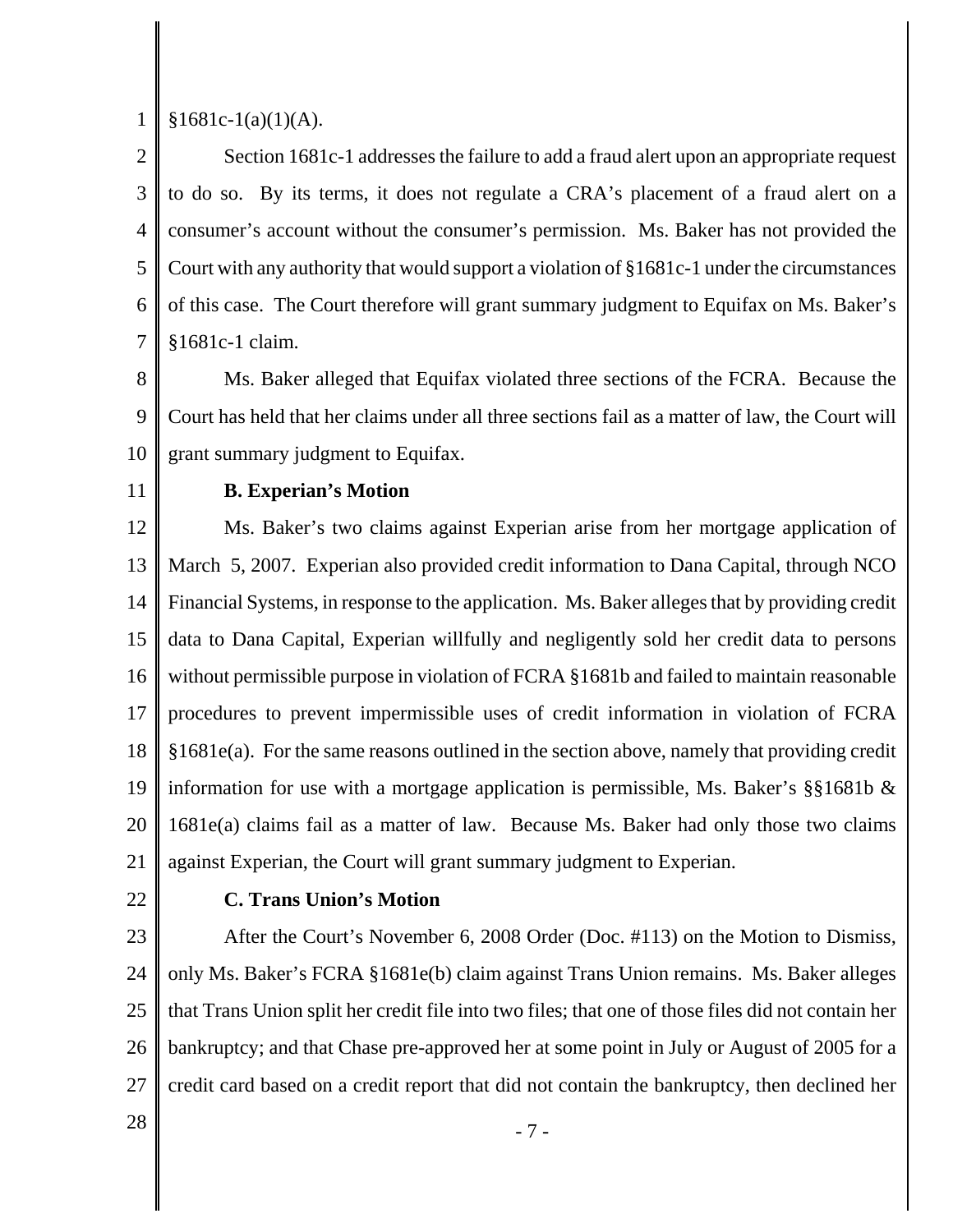§1681c-1(a)(1)(A).

Section 1681c-1 addresses the failure to add a fraud alert upon an appropriate request to do so. By its terms, it does not regulate a CRA's placement of a fraud alert on a consumer's account without the consumer's permission. Ms. Baker has not provided the Court with any authority that would support a violation of §1681c-1 under the circumstances of this case. The Court therefore will grant summary judgment to Equifax on Ms. Baker's §1681c-1 claim.

Ms. Baker alleged that Equifax violated three sections of the FCRA. Because the Court has held that her claims under all three sections fail as a matter of law, the Court will grant summary judgment to Equifax.

**B. Experian's Motion**

Ms. Baker's two claims against Experian arise from her mortgage application of March 5, 2007. Experian also provided credit information to Dana Capital, through NCO Financial Systems, in response to the application. Ms. Baker alleges that by providing credit data to Dana Capital, Experian willfully and negligently sold her credit data to persons without permissible purpose in violation of FCRA §1681b and failed to maintain reasonable procedures to prevent impermissible uses of credit information in violation of FCRA §1681e(a). For the same reasons outlined in the section above, namely that providing credit information for use with a mortgage application is permissible, Ms. Baker's §§1681b & 1681e(a) claims fail as a matter of law. Because Ms. Baker had only those two claims against Experian, the Court will grant summary judgment to Experian.

**C. Trans Union's Motion**

After the Court's November 6, 2008 Order (Doc. #113) on the Motion to Dismiss, only Ms. Baker's FCRA §1681e(b) claim against Trans Union remains. Ms. Baker alleges that Trans Union split her credit file into two files; that one of those files did not contain her bankruptcy; and that Chase pre-approved her at some point in July or August of 2005 for a credit card based on a credit report that did not contain the bankruptcy, then declined her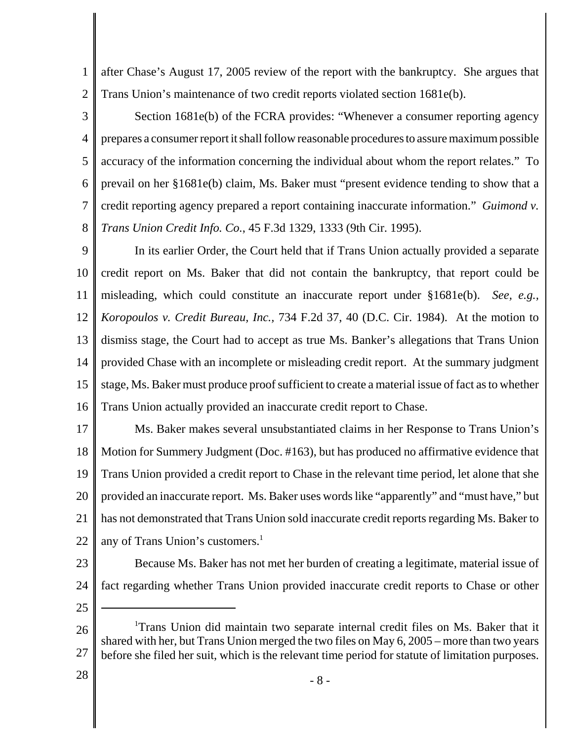after Chase's August 17, 2005 review of the report with the bankruptcy. She argues that Trans Union's maintenance of two credit reports violated section 1681e(b).

Section 1681e(b) of the FCRA provides: "Whenever a consumer reporting agency prepares a consumer report it shall follow reasonable procedures to assure maximum possible accuracy of the information concerning the individual about whom the report relates." To prevail on her §1681e(b) claim, Ms. Baker must "present evidence tending to show that a credit reporting agency prepared a report containing inaccurate information." *Guimond v. Trans Union Credit Info. Co.*, 45 F.3d 1329, 1333 (9th Cir. 1995).

In its earlier Order, the Court held that if Trans Union actually provided a separate credit report on Ms. Baker that did not contain the bankruptcy, that report could be misleading, which could constitute an inaccurate report under §1681e(b). *See, e.g., Koropoulos v. Credit Bureau, Inc.,* 734 F.2d 37, 40 (D.C. Cir. 1984). At the motion to dismiss stage, the Court had to accept as true Ms. Banker's allegations that Trans Union provided Chase with an incomplete or misleading credit report. At the summary judgment stage, Ms. Baker must produce proof sufficient to create a material issue of fact as to whether Trans Union actually provided an inaccurate credit report to Chase.

Ms. Baker makes several unsubstantiated claims in her Response to Trans Union's Motion for Summery Judgment (Doc. #163), but has produced no affirmative evidence that Trans Union provided a credit report to Chase in the relevant time period, let alone that she provided an inaccurate report. Ms. Baker uses words like "apparently" and "must have," but has not demonstrated that Trans Union sold inaccurate credit reports regarding Ms. Baker to any of Trans Union's customers.[1]

Because Ms. Baker has not met her burden of creating a legitimate, material issue of fact regarding whether Trans Union provided inaccurate credit reports to Chase or other

---

[1]Trans Union did maintain two separate internal credit files on Ms. Baker that it shared with her, but Trans Union merged the two files on May 6, 2005 – more than two years before she filed her suit, which is the relevant time period for statute of limitation purposes.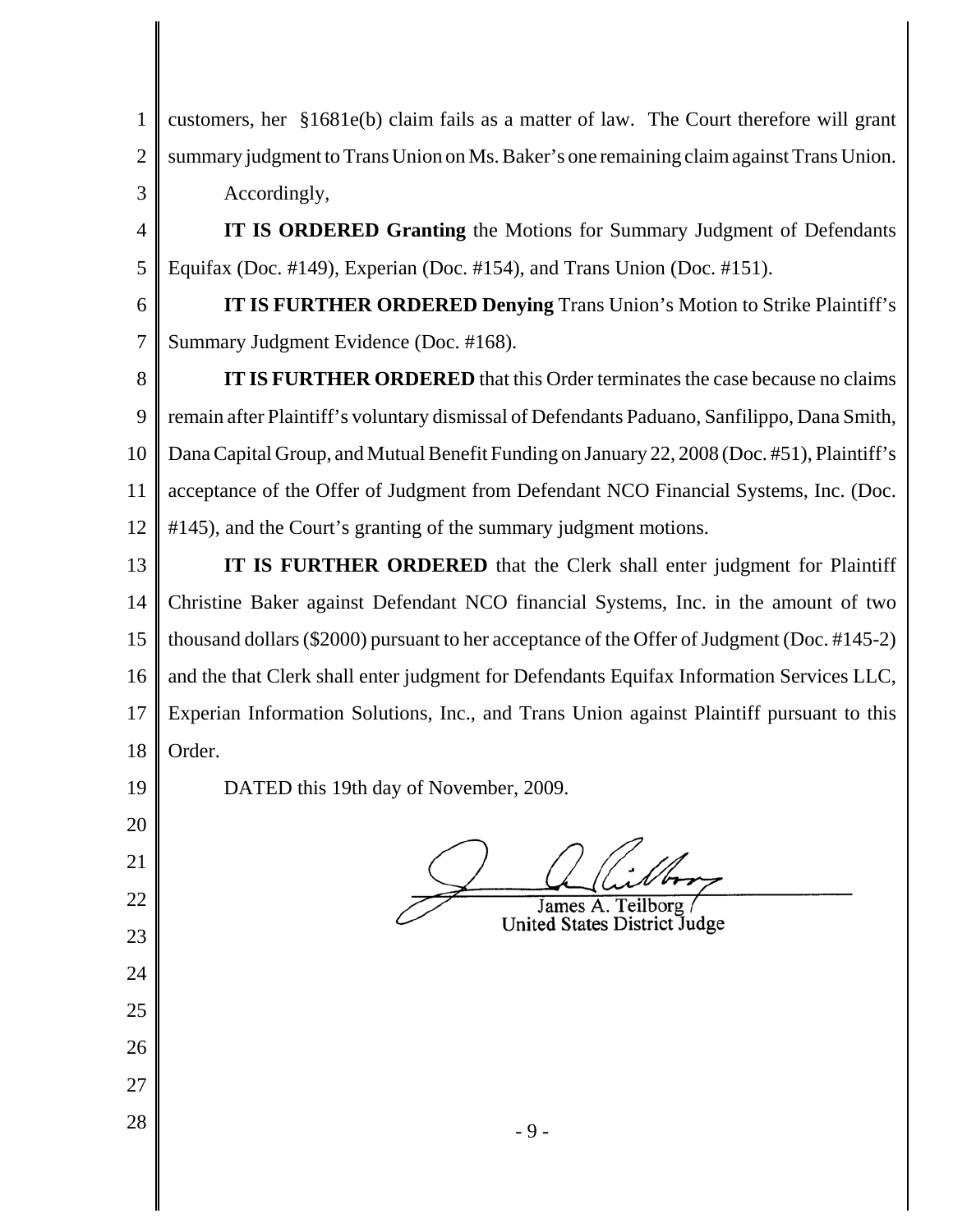customers, her §1681e(b) claim fails as a matter of law. The Court therefore will grant summary judgment to Trans Union on Ms. Baker's one remaining claim against Trans Union.

Accordingly,

**IT IS ORDERED Granting** the Motions for Summary Judgment of Defendants Equifax (Doc. #149), Experian (Doc. #154), and Trans Union (Doc. #151).

**IT IS FURTHER ORDERED Denying** Trans Union's Motion to Strike Plaintiff's Summary Judgment Evidence (Doc. #168).

**IT IS FURTHER ORDERED** that this Order terminates the case because no claims remain after Plaintiff's voluntary dismissal of Defendants Paduano, Sanfilippo, Dana Smith, Dana Capital Group, and Mutual Benefit Funding on January 22, 2008 (Doc. #51), Plaintiff's acceptance of the Offer of Judgment from Defendant NCO Financial Systems, Inc. (Doc. #145), and the Court's granting of the summary judgment motions.

**IT IS FURTHER ORDERED** that the Clerk shall enter judgment for Plaintiff Christine Baker against Defendant NCO financial Systems, Inc. in the amount of two thousand dollars ($2000) pursuant to her acceptance of the Offer of Judgment (Doc. #145-2) and the that Clerk shall enter judgment for Defendants Equifax Information Services LLC, Experian Information Solutions, Inc., and Trans Union against Plaintiff pursuant to this Order.

DATED this 19th day of November, 2009.

James A. Teilborg
United States District Judge